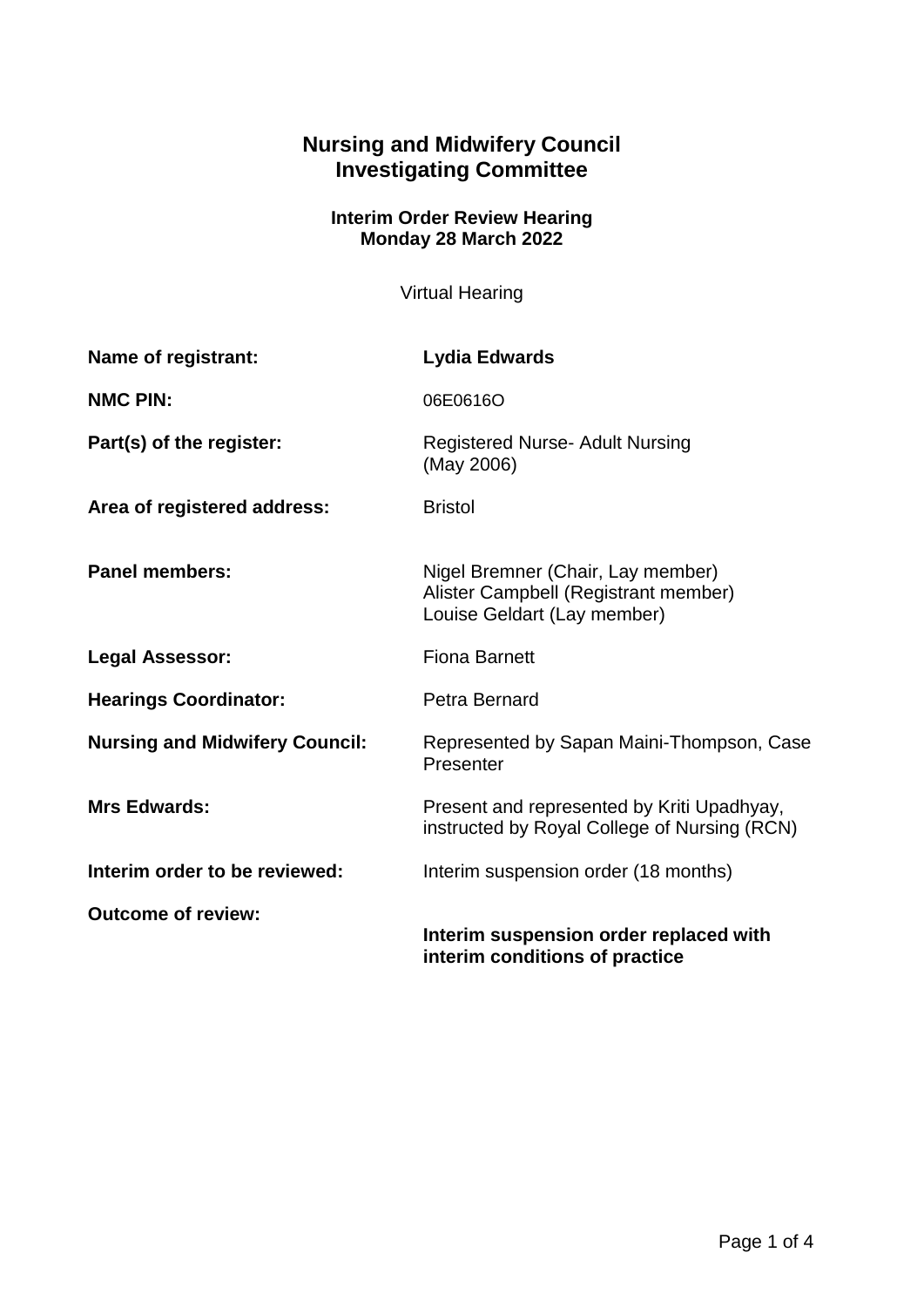# Nursing and Midwifery Council
# Investigating Committee

### Interim Order Review Hearing
### Monday 28 March 2022

Virtual Hearing

| | |
|---|---|
| **Name of registrant:** | **Lydia Edwards** |
| **NMC PIN:** | 06E0616O |
| **Part(s) of the register:** | Registered Nurse- Adult Nursing (May 2006) |
| **Area of registered address:** | Bristol |
| **Panel members:** | Nigel Bremner (Chair, Lay member)<br>Alister Campbell (Registrant member)<br>Louise Geldart (Lay member) |
| **Legal Assessor:** | Fiona Barnett |
| **Hearings Coordinator:** | Petra Bernard |
| **Nursing and Midwifery Council:** | Represented by Sapan Maini-Thompson, Case Presenter |
| **Mrs Edwards:** | Present and represented by Kriti Upadhyay, instructed by Royal College of Nursing (RCN) |
| **Interim order to be reviewed:** | Interim suspension order (18 months) |
| **Outcome of review:** | **Interim suspension order replaced with interim conditions of practice** |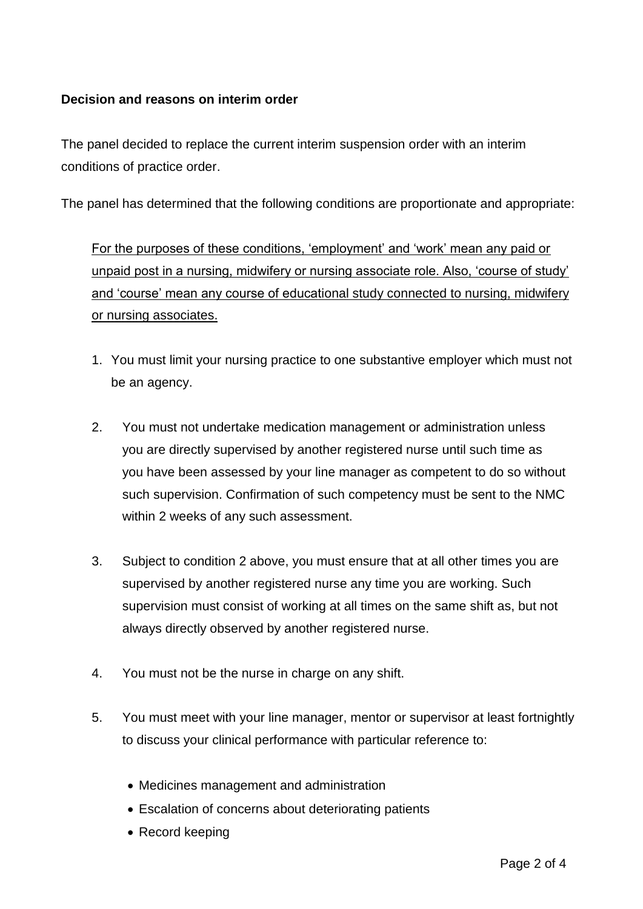**Decision and reasons on interim order**

The panel decided to replace the current interim suspension order with an interim conditions of practice order.

The panel has determined that the following conditions are proportionate and appropriate:

<u>For the purposes of these conditions, ‘employment’ and ‘work’ mean any paid or unpaid post in a nursing, midwifery or nursing associate role. Also, ‘course of study’ and ‘course’ mean any course of educational study connected to nursing, midwifery or nursing associates.</u>

1. You must limit your nursing practice to one substantive employer which must not be an agency.

2. You must not undertake medication management or administration unless you are directly supervised by another registered nurse until such time as you have been assessed by your line manager as competent to do so without such supervision. Confirmation of such competency must be sent to the NMC within 2 weeks of any such assessment.

3. Subject to condition 2 above, you must ensure that at all other times you are supervised by another registered nurse any time you are working. Such supervision must consist of working at all times on the same shift as, but not always directly observed by another registered nurse.

4. You must not be the nurse in charge on any shift.

5. You must meet with your line manager, mentor or supervisor at least fortnightly to discuss your clinical performance with particular reference to:

    - Medicines management and administration
    - Escalation of concerns about deteriorating patients
    - Record keeping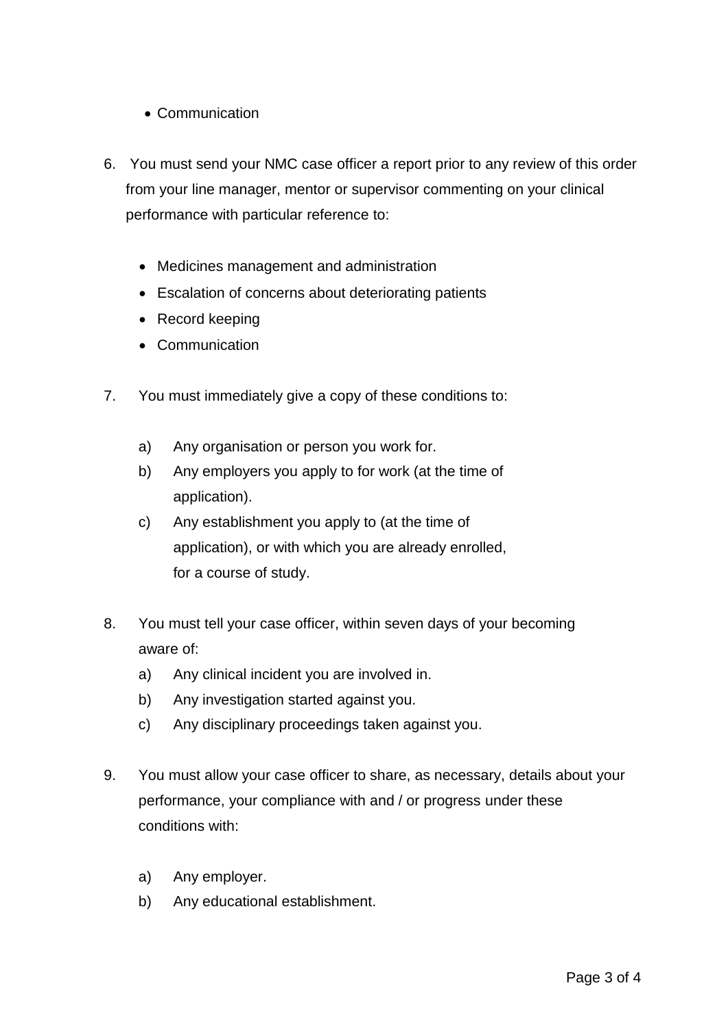- Communication

6. You must send your NMC case officer a report prior to any review of this order from your line manager, mentor or supervisor commenting on your clinical performance with particular reference to:

   - Medicines management and administration
   - Escalation of concerns about deteriorating patients
   - Record keeping
   - Communication

7. You must immediately give a copy of these conditions to:

   a) Any organisation or person you work for.
   b) Any employers you apply to for work (at the time of application).
   c) Any establishment you apply to (at the time of application), or with which you are already enrolled, for a course of study.

8. You must tell your case officer, within seven days of your becoming aware of:
   a) Any clinical incident you are involved in.
   b) Any investigation started against you.
   c) Any disciplinary proceedings taken against you.

9. You must allow your case officer to share, as necessary, details about your performance, your compliance with and / or progress under these conditions with:

   a) Any employer.
   b) Any educational establishment.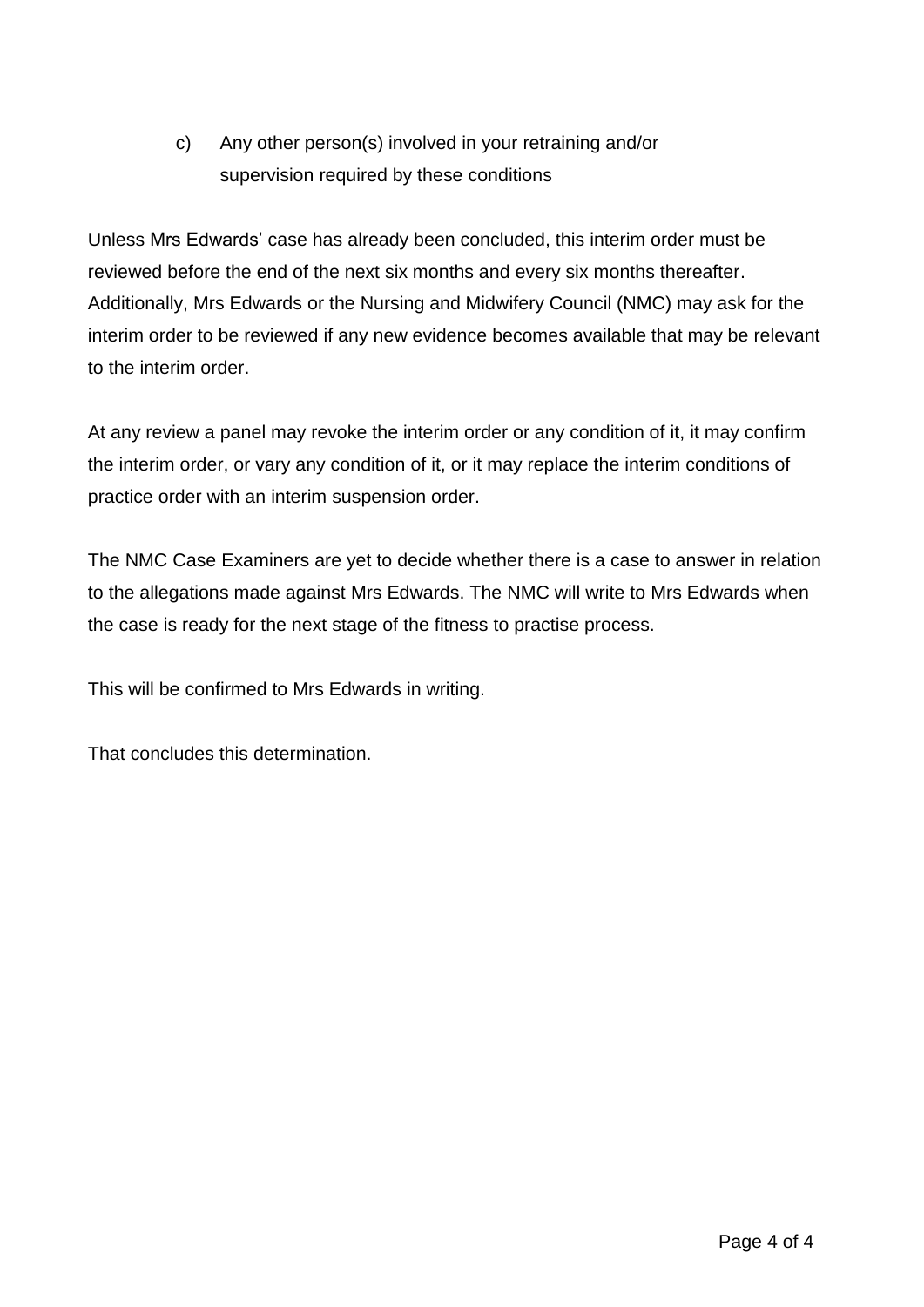c) Any other person(s) involved in your retraining and/or supervision required by these conditions

Unless Mrs Edwards' case has already been concluded, this interim order must be reviewed before the end of the next six months and every six months thereafter. Additionally, Mrs Edwards or the Nursing and Midwifery Council (NMC) may ask for the interim order to be reviewed if any new evidence becomes available that may be relevant to the interim order.

At any review a panel may revoke the interim order or any condition of it, it may confirm the interim order, or vary any condition of it, or it may replace the interim conditions of practice order with an interim suspension order.

The NMC Case Examiners are yet to decide whether there is a case to answer in relation to the allegations made against Mrs Edwards. The NMC will write to Mrs Edwards when the case is ready for the next stage of the fitness to practise process.

This will be confirmed to Mrs Edwards in writing.

That concludes this determination.